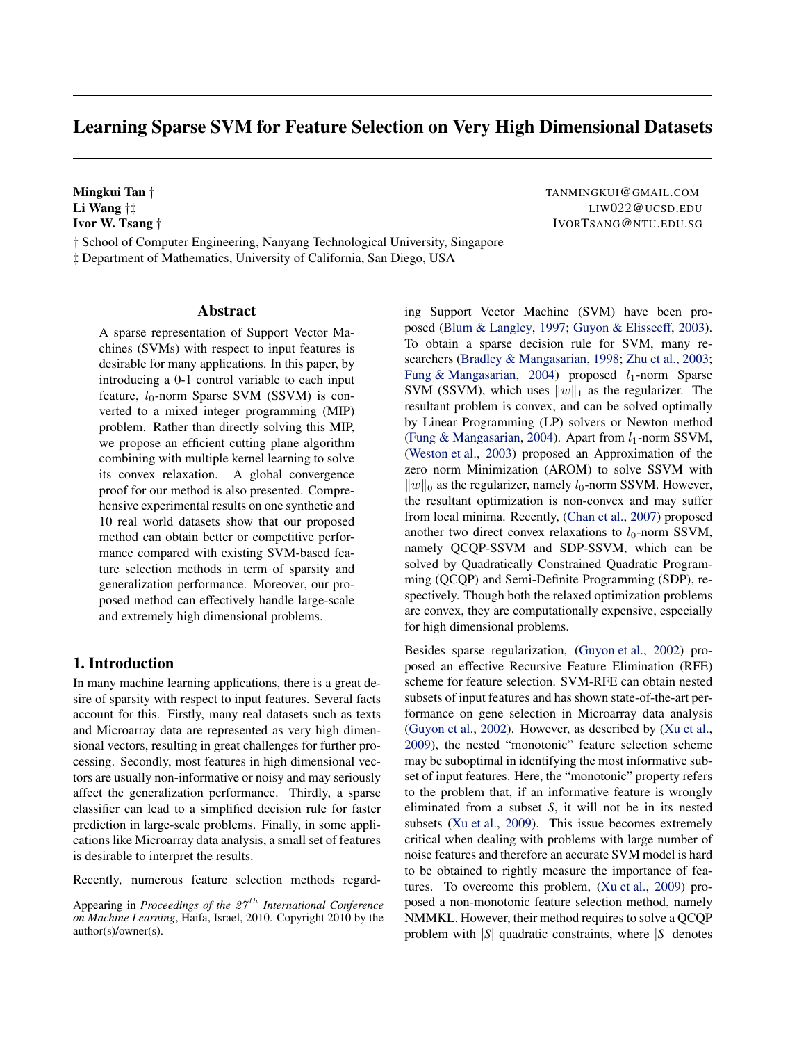# Learning Sparse SVM for Feature Selection on Very High Dimensional Datasets

**Mingkui Tan** † TANMINGKUI@GMAIL.COM
**Li Wang** †‡ LIW022@UCSD.EDU
**Ivor W. Tsang** † IVORTSANG@NTU.EDU.SG

† School of Computer Engineering, Nanyang Technological University, Singapore
‡ Department of Mathematics, University of California, San Diego, USA

## Abstract

A sparse representation of Support Vector Machines (SVMs) with respect to input features is desirable for many applications. In this paper, by introducing a 0-1 control variable to each input feature, $l_0$-norm Sparse SVM (SSVM) is converted to a mixed integer programming (MIP) problem. Rather than directly solving this MIP, we propose an efficient cutting plane algorithm combining with multiple kernel learning to solve its convex relaxation. A global convergence proof for our method is also presented. Comprehensive experimental results on one synthetic and 10 real world datasets show that our proposed method can obtain better or competitive performance compared with existing SVM-based feature selection methods in term of sparsity and generalization performance. Moreover, our proposed method can effectively handle large-scale and extremely high dimensional problems.

## 1. Introduction

In many machine learning applications, there is a great desire of sparsity with respect to input features. Several facts account for this. Firstly, many real datasets such as texts and Microarray data are represented as very high dimensional vectors, resulting in great challenges for further processing. Secondly, most features in high dimensional vectors are usually non-informative or noisy and may seriously affect the generalization performance. Thirdly, a sparse classifier can lead to a simplified decision rule for faster prediction in large-scale problems. Finally, in some applications like Microarray data analysis, a small set of features is desirable to interpret the results.

Recently, numerous feature selection methods regarding Support Vector Machine (SVM) have been proposed (Blum & Langley, 1997; Guyon & Elisseeff, 2003). To obtain a sparse decision rule for SVM, many researchers (Bradley & Mangasarian, 1998; Zhu et al., 2003; Fung & Mangasarian, 2004) proposed $l_1$-norm Sparse SVM (SSVM), which uses $\|w\|_1$ as the regularizer. The resultant problem is convex, and can be solved optimally by Linear Programming (LP) solvers or Newton method (Fung & Mangasarian, 2004). Apart from $l_1$-norm SSVM, (Weston et al., 2003) proposed an Approximation of the zero norm Minimization (AROM) to solve SSVM with $\|w\|_0$ as the regularizer, namely $l_0$-norm SSVM. However, the resultant optimization is non-convex and may suffer from local minima. Recently, (Chan et al., 2007) proposed another two direct convex relaxations to $l_0$-norm SSVM, namely QCQP-SSVM and SDP-SSVM, which can be solved by Quadratically Constrained Quadratic Programming (QCQP) and Semi-Definite Programming (SDP), respectively. Though both the relaxed optimization problems are convex, they are computationally expensive, especially for high dimensional problems.

Besides sparse regularization, (Guyon et al., 2002) proposed an effective Recursive Feature Elimination (RFE) scheme for feature selection. SVM-RFE can obtain nested subsets of input features and has shown state-of-the-art performance on gene selection in Microarray data analysis (Guyon et al., 2002). However, as described by (Xu et al., 2009), the nested "monotonic" feature selection scheme may be suboptimal in identifying the most informative subset of input features. Here, the "monotonic" property refers to the problem that, if an informative feature is wrongly eliminated from a subset *S*, it will not be in its nested subsets (Xu et al., 2009). This issue becomes extremely critical when dealing with problems with large number of noise features and therefore an accurate SVM model is hard to be obtained to rightly measure the importance of features. To overcome this problem, (Xu et al., 2009) proposed a non-monotonic feature selection method, namely NMMKL. However, their method requires to solve a QCQP problem with $|S|$ quadratic constraints, where $|S|$ denotes

Appearing in *Proceedings of the $27^{th}$ International Conference on Machine Learning*, Haifa, Israel, 2010. Copyright 2010 by the author(s)/owner(s).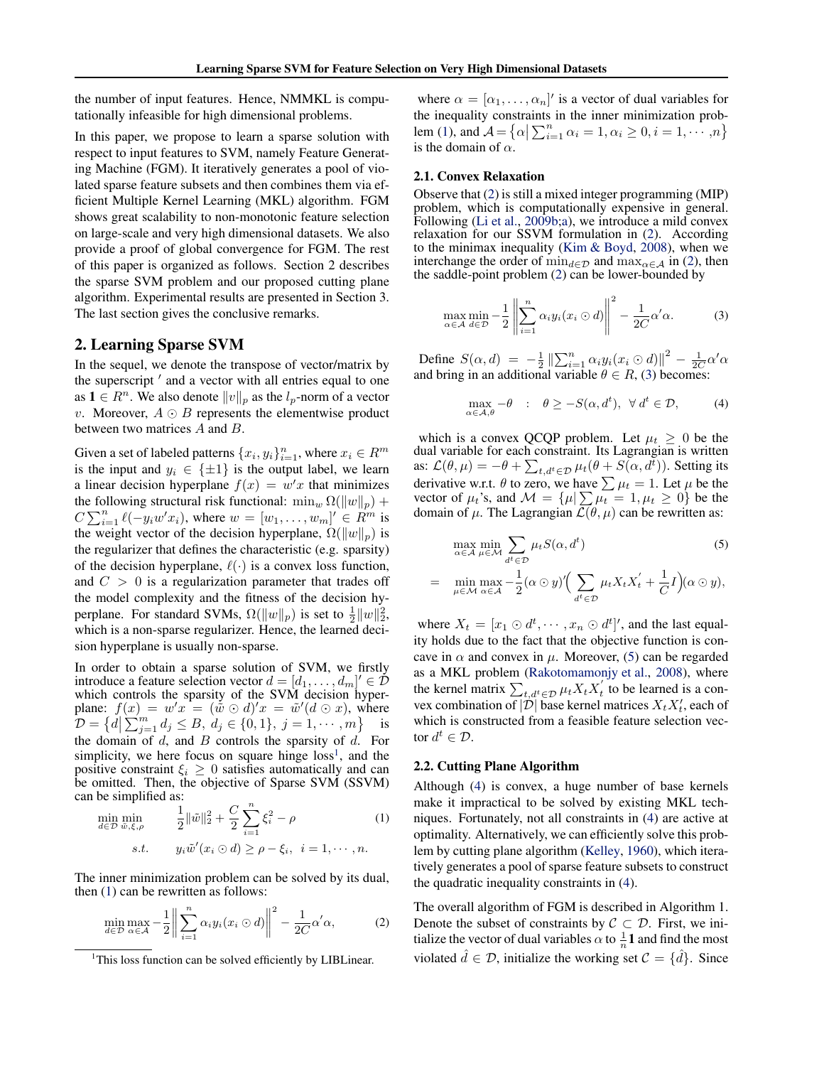the number of input features. Hence, NMMKL is computationally infeasible for high dimensional problems.

In this paper, we propose to learn a sparse solution with respect to input features to SVM, namely Feature Generating Machine (FGM). It iteratively generates a pool of violated sparse feature subsets and then combines them via efficient Multiple Kernel Learning (MKL) algorithm. FGM shows great scalability to non-monotonic feature selection on large-scale and very high dimensional datasets. We also provide a proof of global convergence for FGM. The rest of this paper is organized as follows. Section 2 describes the sparse SVM problem and our proposed cutting plane algorithm. Experimental results are presented in Section 3. The last section gives the conclusive remarks.

## 2. Learning Sparse SVM

In the sequel, we denote the transpose of vector/matrix by the superscript $'$ and a vector with all entries equal to one as $\mathbf{1} \in R^n$. We also denote $\|v\|_p$ as the $l_p$-norm of a vector $v$. Moreover, $A \odot B$ represents the elementwise product between two matrices $A$ and $B$.

Given a set of labeled patterns $\{x_i, y_i\}_{i=1}^n$, where $x_i \in R^m$ is the input and $y_i \in \{\pm 1\}$ is the output label, we learn a linear decision hyperplane $f(x) = w'x$ that minimizes the following structural risk functional: $\min_w \Omega(\|w\|_p) + C\sum_{i=1}^n \ell(-y_i w' x_i)$, where $w = [w_1, \ldots, w_m]' \in R^m$ is the weight vector of the decision hyperplane, $\Omega(\|w\|_p)$ is the regularizer that defines the characteristic (e.g. sparsity) of the decision hyperplane, $\ell(\cdot)$ is a convex loss function, and $C > 0$ is a regularization parameter that trades off the model complexity and the fitness of the decision hyperplane. For standard SVMs, $\Omega(\|w\|_p)$ is set to $\frac{1}{2}\|w\|_2^2$, which is a non-sparse regularizer. Hence, the learned decision hyperplane is usually non-sparse.

In order to obtain a sparse solution of SVM, we firstly introduce a feature selection vector $d = [d_1, \ldots, d_m]' \in \mathcal{D}$ which controls the sparsity of the SVM decision hyperplane: $f(x) = w'x = (\tilde{w} \odot d)'x = \tilde{w}'(d \odot x)$, where $\mathcal{D} = \big\{d \big| \sum_{j=1}^m d_j \leq B,\ d_j \in \{0, 1\},\ j = 1, \cdots, m\big\}$ is the domain of $d$, and $B$ controls the sparsity of $d$. For simplicity, we here focus on square hinge loss[1], and the positive constraint $\xi_i \geq 0$ satisfies automatically and can be omitted. Then, the objective of Sparse SVM (SSVM) can be simplified as:

$$\min_{d \in \mathcal{D}} \min_{\tilde{w}, \xi, \rho} \quad \frac{1}{2}\|\tilde{w}\|_2^2 + \frac{C}{2}\sum_{i=1}^n \xi_i^2 - \rho \tag{1}$$
$$s.t. \quad y_i \tilde{w}'(x_i \odot d) \geq \rho - \xi_i,\ \ i = 1, \cdots, n.$$

The inner minimization problem can be solved by its dual, then (1) can be rewritten as follows:

$$\min_{d \in \mathcal{D}} \max_{\alpha \in \mathcal{A}} -\frac{1}{2}\left\| \sum_{i=1}^n \alpha_i y_i (x_i \odot d)\right\|^2 - \frac{1}{2C}\alpha'\alpha, \tag{2}$$

where $\alpha = [\alpha_1, \ldots, \alpha_n]'$ is a vector of dual variables for the inequality constraints in the inner minimization problem (1), and $\mathcal{A} = \big\{\alpha \big| \sum_{i=1}^n \alpha_i = 1, \alpha_i \geq 0, i = 1, \cdots, n\big\}$ is the domain of $\alpha$.

### 2.1. Convex Relaxation

Observe that (2) is still a mixed integer programming (MIP) problem, which is computationally expensive in general. Following (Li et al., 2009b;a), we introduce a mild convex relaxation for our SSVM formulation in (2). According to the minimax inequality (Kim & Boyd, 2008), when we interchange the order of $\min_{d \in \mathcal{D}}$ and $\max_{\alpha \in \mathcal{A}}$ in (2), then the saddle-point problem (2) can be lower-bounded by

$$\max_{\alpha \in \mathcal{A}} \min_{d \in \mathcal{D}} -\frac{1}{2}\left\| \sum_{i=1}^n \alpha_i y_i (x_i \odot d)\right\|^2 - \frac{1}{2C}\alpha'\alpha. \tag{3}$$

Define $S(\alpha, d) = -\frac{1}{2}\left\| \sum_{i=1}^n \alpha_i y_i (x_i \odot d)\right\|^2 - \frac{1}{2C}\alpha'\alpha$ and bring in an additional variable $\theta \in R$, (3) becomes:

$$\max_{\alpha \in \mathcal{A}, \theta} -\theta \quad : \quad \theta \geq -S(\alpha, d^t),\ \ \forall\, d^t \in \mathcal{D}, \tag{4}$$

which is a convex QCQP problem. Let $\mu_t \geq 0$ be the dual variable for each constraint. Its Lagrangian is written as: $\mathcal{L}(\theta, \mu) = -\theta + \sum_{t, d^t \in \mathcal{D}} \mu_t(\theta + S(\alpha, d^t))$. Setting its derivative w.r.t. $\theta$ to zero, we have $\sum \mu_t = 1$. Let $\mu$ be the vector of $\mu_t$'s, and $\mathcal{M} = \{\mu | \sum \mu_t = 1, \mu_t \geq 0\}$ be the domain of $\mu$. The Lagrangian $\mathcal{L}(\theta, \mu)$ can be rewritten as:

$$\max_{\alpha \in \mathcal{A}} \min_{\mu \in \mathcal{M}} \sum_{d^t \in \mathcal{D}} \mu_t S(\alpha, d^t) \tag{5}$$
$$= \min_{\mu \in \mathcal{M}} \max_{\alpha \in \mathcal{A}} -\frac{1}{2}(\alpha \odot y)'\Big(\sum_{d^t \in \mathcal{D}} \mu_t X_t X_t' + \frac{1}{C}I\Big)(\alpha \odot y),$$

where $X_t = [x_1 \odot d^t, \cdots, x_n \odot d^t]'$, and the last equality holds due to the fact that the objective function is concave in $\alpha$ and convex in $\mu$. Moreover, (5) can be regarded as a MKL problem (Rakotomamonjy et al., 2008), where the kernel matrix $\sum_{t, d^t \in \mathcal{D}} \mu_t X_t X_t'$ to be learned is a convex combination of $|\mathcal{D}|$ base kernel matrices $X_t X_t'$, each of which is constructed from a feasible feature selection vector $d^t \in \mathcal{D}$.

### 2.2. Cutting Plane Algorithm

Although (4) is convex, a huge number of base kernels make it impractical to be solved by existing MKL techniques. Fortunately, not all constraints in (4) are active at optimality. Alternatively, we can efficiently solve this problem by cutting plane algorithm (Kelley, 1960), which iteratively generates a pool of sparse feature subsets to construct the quadratic inequality constraints in (4).

The overall algorithm of FGM is described in Algorithm 1. Denote the subset of constraints by $\mathcal{C} \subset \mathcal{D}$. First, we initialize the vector of dual variables $\alpha$ to $\frac{1}{n}\mathbf{1}$ and find the most violated $\hat{d} \in \mathcal{D}$, initialize the working set $\mathcal{C} = \{\hat{d}\}$. Since

[1] This loss function can be solved efficiently by LIBLinear.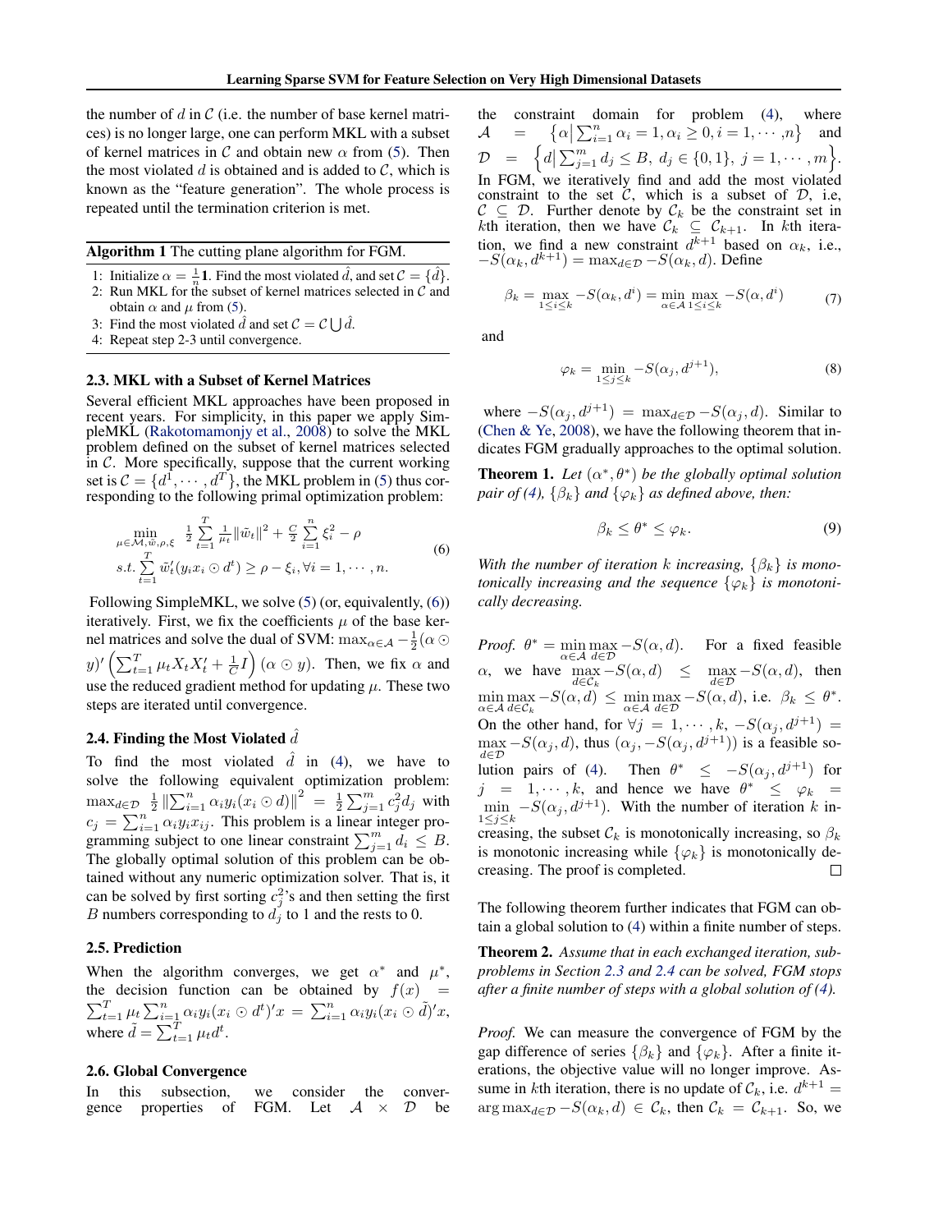the number of $d$ in $\mathcal{C}$ (i.e. the number of base kernel matrices) is no longer large, one can perform MKL with a subset of kernel matrices in $\mathcal{C}$ and obtain new $\alpha$ from (5). Then the most violated $d$ is obtained and is added to $\mathcal{C}$, which is known as the "feature generation". The whole process is repeated until the termination criterion is met.

**Algorithm 1** The cutting plane algorithm for FGM.

1: Initialize $\alpha = \frac{1}{n}\mathbf{1}$. Find the most violated $\hat{d}$, and set $\mathcal{C} = \{\hat{d}\}$.
2: Run MKL for the subset of kernel matrices selected in $\mathcal{C}$ and obtain $\alpha$ and $\mu$ from (5).
3: Find the most violated $\hat{d}$ and set $\mathcal{C} = \mathcal{C} \bigcup \hat{d}$.
4: Repeat step 2-3 until convergence.

### 2.3. MKL with a Subset of Kernel Matrices

Several efficient MKL approaches have been proposed in recent years. For simplicity, in this paper we apply SimpleMKL (Rakotomamonjy et al., 2008) to solve the MKL problem defined on the subset of kernel matrices selected in $\mathcal{C}$. More specifically, suppose that the current working set is $\mathcal{C} = \{d^1, \cdots, d^T\}$, the MKL problem in (5) thus corresponding to the following primal optimization problem:

$$\begin{aligned} \min_{\mu \in \mathcal{M}, \tilde{w}, \rho, \xi} \quad & \frac{1}{2} \sum_{t=1}^{T} \frac{1}{\mu_t} \|\tilde{w}_t\|^2 + \frac{C}{2} \sum_{i=1}^{n} \xi_i^2 - \rho \\ s.t. \quad & \sum_{t=1}^{T} \tilde{w}_t'(y_i x_i \odot d^t) \geq \rho - \xi_i, \forall i = 1, \cdots, n. \end{aligned} \tag{6}$$

Following SimpleMKL, we solve (5) (or, equivalently, (6)) iteratively. First, we fix the coefficients $\mu$ of the base kernel matrices and solve the dual of SVM: $\max_{\alpha \in \mathcal{A}} -\frac{1}{2}(\alpha \odot y)'\left(\sum_{t=1}^{T} \mu_t X_t X_t' + \frac{1}{C} I\right)(\alpha \odot y)$. Then, we fix $\alpha$ and use the reduced gradient method for updating $\mu$. These two steps are iterated until convergence.

### 2.4. Finding the Most Violated $\hat{d}$

To find the most violated $\hat{d}$ in (4), we have to solve the following equivalent optimization problem: $\max_{d \in \mathcal{D}} \frac{1}{2} \left\|\sum_{i=1}^{n} \alpha_i y_i (x_i \odot d)\right\|^2 = \frac{1}{2}\sum_{j=1}^{m} c_j^2 d_j$ with $c_j = \sum_{i=1}^{n} \alpha_i y_i x_{ij}$. This problem is a linear integer programming subject to one linear constraint $\sum_{j=1}^{m} d_i \leq B$. The globally optimal solution of this problem can be obtained without any numeric optimization solver. That is, it can be solved by first sorting $c_j^2$'s and then setting the first $B$ numbers corresponding to $d_j$ to 1 and the rests to 0.

### 2.5. Prediction

When the algorithm converges, we get $\alpha^*$ and $\mu^*$, the decision function can be obtained by $f(x) = \sum_{t=1}^{T} \mu_t \sum_{i=1}^{n} \alpha_i y_i (x_i \odot d^t)' x = \sum_{i=1}^{n} \alpha_i y_i (x_i \odot \tilde{d})' x$, where $\tilde{d} = \sum_{t=1}^{T} \mu_t d^t$.

### 2.6. Global Convergence

In this subsection, we consider the convergence properties of FGM. Let $\mathcal{A} \times \mathcal{D}$ be the constraint domain for problem (4), where $\mathcal{A} = \left\{\alpha \middle| \sum_{i=1}^{n} \alpha_i = 1, \alpha_i \geq 0, i = 1, \cdots, n\right\}$ and $\mathcal{D} = \left\{d \middle| \sum_{j=1}^{m} d_j \leq B,\ d_j \in \{0, 1\},\ j = 1, \cdots, m\right\}$. In FGM, we iteratively find and add the most violated constraint to the set $\mathcal{C}$, which is a subset of $\mathcal{D}$, i.e, $\mathcal{C} \subseteq \mathcal{D}$. Further denote by $\mathcal{C}_k$ be the constraint set in $k$th iteration, then we have $\mathcal{C}_k \subseteq \mathcal{C}_{k+1}$. In $k$th iteration, we find a new constraint $d^{k+1}$ based on $\alpha_k$, i.e., $-S(\alpha_k, d^{k+1}) = \max_{d \in \mathcal{D}} -S(\alpha_k, d)$. Define

$$\beta_k = \max_{1 \leq i \leq k} -S(\alpha_k, d^i) = \min_{\alpha \in \mathcal{A}} \max_{1 \leq i \leq k} -S(\alpha, d^i) \tag{7}$$

and

$$\varphi_k = \min_{1 \leq j \leq k} -S(\alpha_j, d^{j+1}), \tag{8}$$

where $-S(\alpha_j, d^{j+1}) = \max_{d \in \mathcal{D}} -S(\alpha_j, d)$. Similar to (Chen & Ye, 2008), we have the following theorem that indicates FGM gradually approaches to the optimal solution.

**Theorem 1.** *Let $(\alpha^*, \theta^*)$ be the globally optimal solution pair of (4), $\{\beta_k\}$ and $\{\varphi_k\}$ as defined above, then:*

$$\beta_k \leq \theta^* \leq \varphi_k. \tag{9}$$

*With the number of iteration $k$ increasing, $\{\beta_k\}$ is monotonically increasing and the sequence $\{\varphi_k\}$ is monotonically decreasing.*

*Proof.* $\theta^* = \min_{\alpha \in \mathcal{A}} \max_{d \in \mathcal{D}} -S(\alpha, d)$. For a fixed feasible $\alpha$, we have $\max_{d \in \mathcal{C}_k} -S(\alpha, d) \leq \max_{d \in \mathcal{D}} -S(\alpha, d)$, then $\min_{\alpha \in \mathcal{A}} \max_{d \in \mathcal{C}_k} -S(\alpha, d) \leq \min_{\alpha \in \mathcal{A}} \max_{d \in \mathcal{D}} -S(\alpha, d)$, i.e. $\beta_k \leq \theta^*$. On the other hand, for $\forall j = 1, \cdots, k$, $-S(\alpha_j, d^{j+1}) = \max_{d \in \mathcal{D}} -S(\alpha_j, d)$, thus $(\alpha_j, -S(\alpha_j, d^{j+1}))$ is a feasible solution pairs of (4). Then $\theta^* \leq -S(\alpha_j, d^{j+1})$ for $j = 1, \cdots, k$, and hence we have $\theta^* \leq \varphi_k = \min_{1 \leq j \leq k} -S(\alpha_j, d^{j+1})$. With the number of iteration $k$ increasing, the subset $\mathcal{C}_k$ is monotonically increasing, so $\beta_k$ is monotonic increasing while $\{\varphi_k\}$ is monotonically decreasing. The proof is completed. $\square$

The following theorem further indicates that FGM can obtain a global solution to (4) within a finite number of steps.

**Theorem 2.** *Assume that in each exchanged iteration, subproblems in Section 2.3 and 2.4 can be solved, FGM stops after a finite number of steps with a global solution of (4).*

*Proof.* We can measure the convergence of FGM by the gap difference of series $\{\beta_k\}$ and $\{\varphi_k\}$. After a finite iterations, the objective value will no longer improve. Assume in $k$th iteration, there is no update of $\mathcal{C}_k$, i.e. $d^{k+1} = \arg\max_{d \in \mathcal{D}} -S(\alpha_k, d) \in \mathcal{C}_k$, then $\mathcal{C}_k = \mathcal{C}_{k+1}$. So, we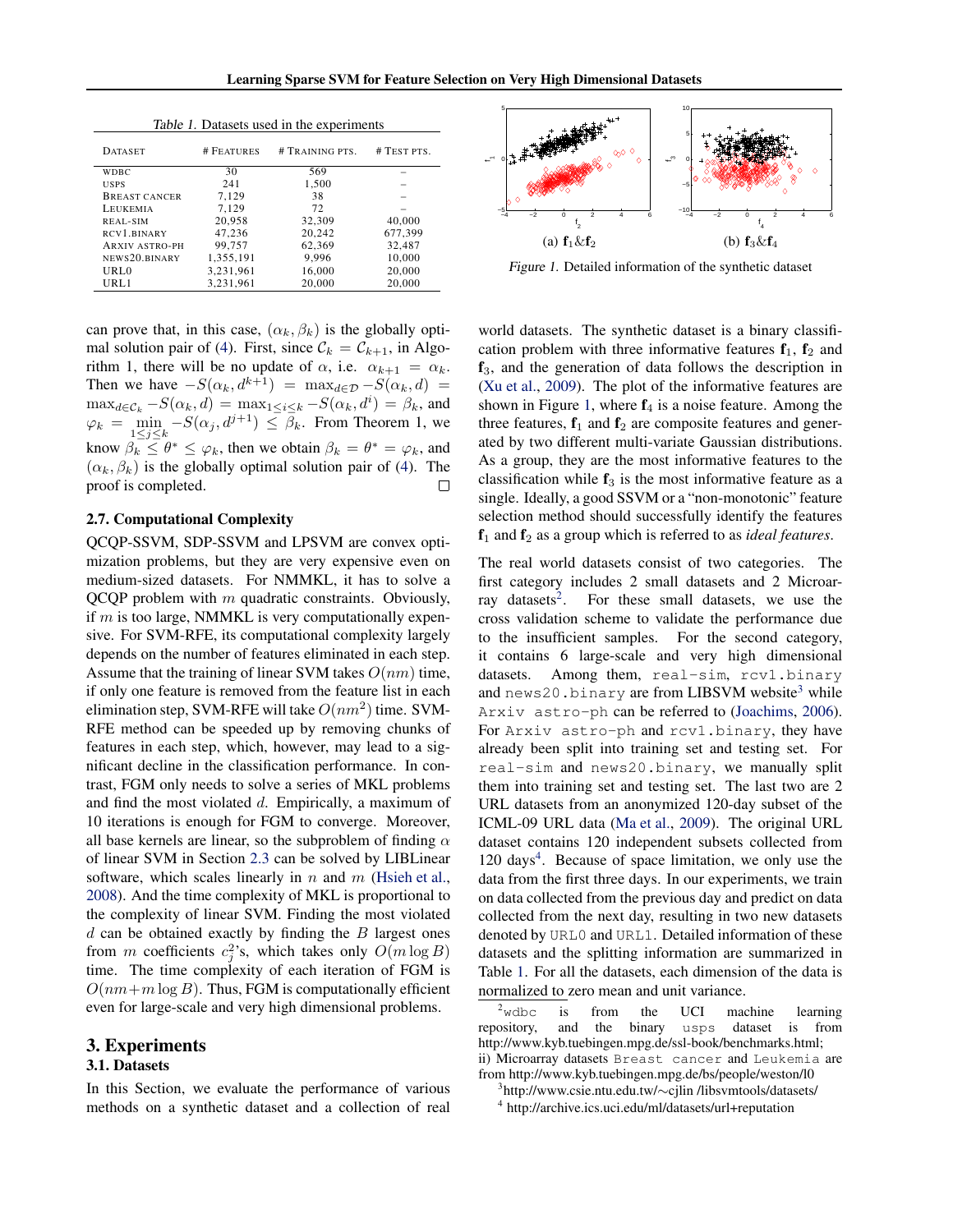Table 1. Datasets used in the experiments

| Dataset | # Features | # Training pts. | # Test pts. |
|---|---|---|---|
| wdbc | 30 | 569 | – |
| usps | 241 | 1,500 | – |
| Breast cancer | 7,129 | 38 | – |
| Leukemia | 7,129 | 72 | – |
| real-sim | 20,958 | 32,309 | 40,000 |
| rcv1.binary | 47,236 | 20,242 | 677,399 |
| Arxiv astro-ph | 99,757 | 62,369 | 32,487 |
| news20.binary | 1,355,191 | 9,996 | 10,000 |
| URL0 | 3,231,961 | 16,000 | 20,000 |
| URL1 | 3,231,961 | 20,000 | 20,000 |

(a) $\mathbf{f}_1$&$\mathbf{f}_2$ (b) $\mathbf{f}_3$&$\mathbf{f}_4$

Figure 1. Detailed information of the synthetic dataset

can prove that, in this case, $(\alpha_k, \beta_k)$ is the globally optimal solution pair of (4). First, since $\mathcal{C}_k = \mathcal{C}_{k+1}$, in Algorithm 1, there will be no update of $\alpha$, i.e. $\alpha_{k+1} = \alpha_k$. Then we have $-S(\alpha_k, d^{k+1}) = \max_{d\in\mathcal{D}} -S(\alpha_k, d) = \max_{d\in\mathcal{C}_k} -S(\alpha_k, d) = \max_{1\leq i\leq k} -S(\alpha_k, d^i) = \beta_k$, and $\varphi_k = \min_{1\leq j\leq k} -S(\alpha_j, d^{j+1}) \leq \beta_k$. From Theorem 1, we know $\beta_k \leq \theta^* \leq \varphi_k$, then we obtain $\beta_k = \theta^* = \varphi_k$, and $(\alpha_k, \beta_k)$ is the globally optimal solution pair of (4). The proof is completed. □

### 2.7. Computational Complexity

QCQP-SSVM, SDP-SSVM and LPSVM are convex optimization problems, but they are very expensive even on medium-sized datasets. For NMMKL, it has to solve a QCQP problem with $m$ quadratic constraints. Obviously, if $m$ is too large, NMMKL is very computationally expensive. For SVM-RFE, its computational complexity largely depends on the number of features eliminated in each step. Assume that the training of linear SVM takes $O(nm)$ time, if only one feature is removed from the feature list in each elimination step, SVM-RFE will take $O(nm^2)$ time. SVM-RFE method can be speeded up by removing chunks of features in each step, which, however, may lead to a significant decline in the classification performance. In contrast, FGM only needs to solve a series of MKL problems and find the most violated $d$. Empirically, a maximum of 10 iterations is enough for FGM to converge. Moreover, all base kernels are linear, so the subproblem of finding $\alpha$ of linear SVM in Section 2.3 can be solved by LIBLinear software, which scales linearly in $n$ and $m$ (Hsieh et al., 2008). And the time complexity of MKL is proportional to the complexity of linear SVM. Finding the most violated $d$ can be obtained exactly by finding the $B$ largest ones from $m$ coefficients $c_j^2$'s, which takes only $O(m \log B)$ time. The time complexity of each iteration of FGM is $O(nm + m \log B)$. Thus, FGM is computationally efficient even for large-scale and very high dimensional problems.

## 3. Experiments

### 3.1. Datasets

In this Section, we evaluate the performance of various methods on a synthetic dataset and a collection of real world datasets. The synthetic dataset is a binary classification problem with three informative features $\mathbf{f}_1$, $\mathbf{f}_2$ and $\mathbf{f}_3$, and the generation of data follows the description in (Xu et al., 2009). The plot of the informative features are shown in Figure 1, where $\mathbf{f}_4$ is a noise feature. Among the three features, $\mathbf{f}_1$ and $\mathbf{f}_2$ are composite features and generated by two different multi-variate Gaussian distributions. As a group, they are the most informative features to the classification while $\mathbf{f}_3$ is the most informative feature as a single. Ideally, a good SSVM or a "non-monotonic" feature selection method should successfully identify the features $\mathbf{f}_1$ and $\mathbf{f}_2$ as a group which is referred to as *ideal features*.

The real world datasets consist of two categories. The first category includes 2 small datasets and 2 Microarray datasets[2]. For these small datasets, we use the cross validation scheme to validate the performance due to the insufficient samples. For the second category, it contains 6 large-scale and very high dimensional datasets. Among them, `real-sim`, `rcv1.binary` and `news20.binary` are from LIBSVM website[3] while `Arxiv astro-ph` can be referred to (Joachims, 2006). For `Arxiv astro-ph` and `rcv1.binary`, they have already been split into training set and testing set. For `real-sim` and `news20.binary`, we manually split them into training set and testing set. The last two are 2 URL datasets from an anonymized 120-day subset of the ICML-09 URL data (Ma et al., 2009). The original URL dataset contains 120 independent subsets collected from 120 days[4]. Because of space limitation, we only use the data from the first three days. In our experiments, we train on data collected from the previous day and predict on data collected from the next day, resulting in two new datasets denoted by `URL0` and `URL1`. Detailed information of these datasets and the splitting information are summarized in Table 1. For all the datasets, each dimension of the data is normalized to zero mean and unit variance.

[2] `wdbc` is from the UCI machine learning repository, and the binary `usps` dataset is from http://www.kyb.tuebingen.mpg.de/ssl-book/benchmarks.html; ii) Microarray datasets `Breast cancer` and `Leukemia` are from http://www.kyb.tuebingen.mpg.de/bs/people/weston/l0

[3] http://www.csie.ntu.edu.tw/∼cjlin /libsvmtools/datasets/

[4] http://archive.ics.uci.edu/ml/datasets/url+reputation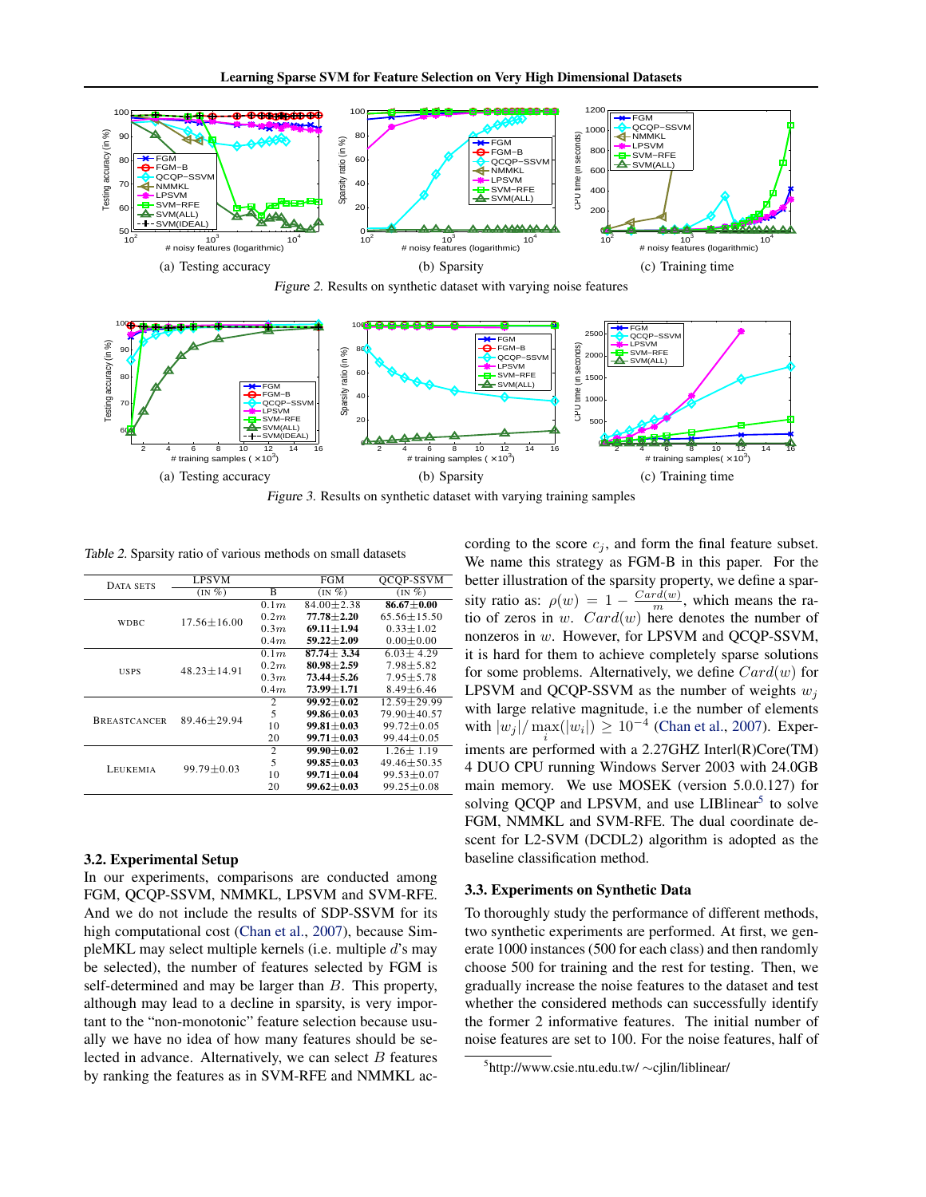(a) Testing accuracy

(b) Sparsity

(c) Training time

*Figure 2.* Results on synthetic dataset with varying noise features

(a) Testing accuracy

(b) Sparsity

(c) Training time

*Figure 3.* Results on synthetic dataset with varying training samples

*Table 2.* Sparsity ratio of various methods on small datasets

| Data sets | LPSVM (in %) | B | FGM (in %) | QCQP-SSVM (in %) |
|---|---|---|---|---|
| wdbc | 17.56±16.00 | $0.1m$ | 84.00±2.38 | **86.67±0.00** |
| | | $0.2m$ | **77.78±2.20** | 65.56±15.50 |
| | | $0.3m$ | **69.11±1.94** | 0.33±1.02 |
| | | $0.4m$ | **59.22±2.09** | 0.00±0.00 |
| usps | 48.23±14.91 | $0.1m$ | **87.74± 3.34** | 6.03± 4.29 |
| | | $0.2m$ | **80.98±2.59** | 7.98±5.82 |
| | | $0.3m$ | **73.44±5.26** | 7.95±5.78 |
| | | $0.4m$ | **73.99±1.71** | 8.49±6.46 |
| Breastcancer | 89.46±29.94 | 2 | **99.92±0.02** | 12.59±29.99 |
| | | 5 | **99.86±0.03** | 79.90±40.57 |
| | | 10 | **99.81±0.03** | 99.72±0.05 |
| | | 20 | **99.71±0.03** | 99.44±0.05 |
| Leukemia | 99.79±0.03 | 2 | **99.90±0.02** | 1.26± 1.19 |
| | | 5 | **99.85±0.03** | 49.46±50.35 |
| | | 10 | **99.71±0.04** | 99.53±0.07 |
| | | 20 | **99.62±0.03** | 99.25±0.08 |

### 3.2. Experimental Setup

In our experiments, comparisons are conducted among FGM, QCQP-SSVM, NMMKL, LPSVM and SVM-RFE. And we do not include the results of SDP-SSVM for its high computational cost (Chan et al., 2007), because SimpleMKL may select multiple kernels (i.e. multiple $d$'s may be selected), the number of features selected by FGM is self-determined and may be larger than $B$. This property, although may lead to a decline in sparsity, is very important to the "non-monotonic" feature selection because usually we have no idea of how many features should be selected in advance. Alternatively, we can select $B$ features by ranking the features as in SVM-RFE and NMMKL according to the score $c_j$, and form the final feature subset. We name this strategy as FGM-B in this paper. For the better illustration of the sparsity property, we define a sparsity ratio as: $\rho(w) = 1 - \frac{Card(w)}{m}$, which means the ratio of zeros in $w$. $Card(w)$ here denotes the number of nonzeros in $w$. However, for LPSVM and QCQP-SSVM, it is hard for them to achieve completely sparse solutions for some problems. Alternatively, we define $Card(w)$ for LPSVM and QCQP-SSVM as the number of weights $w_j$ with large relative magnitude, i.e the number of elements with $|w_j|/\max_i(|w_i|) \geq 10^{-4}$ (Chan et al., 2007). Experiments are performed with a 2.27GHZ Interl(R)Core(TM) 4 DUO CPU running Windows Server 2003 with 24.0GB main memory. We use MOSEK (version 5.0.0.127) for solving QCQP and LPSVM, and use LIBlinear[5] to solve FGM, NMMKL and SVM-RFE. The dual coordinate descent for L2-SVM (DCDL2) algorithm is adopted as the baseline classification method.

### 3.3. Experiments on Synthetic Data

To thoroughly study the performance of different methods, two synthetic experiments are performed. At first, we generate 1000 instances (500 for each class) and then randomly choose 500 for training and the rest for testing. Then, we gradually increase the noise features to the dataset and test whether the considered methods can successfully identify the former 2 informative features. The initial number of noise features are set to 100. For the noise features, half of

[5] http://www.csie.ntu.edu.tw/ ∼cjlin/liblinear/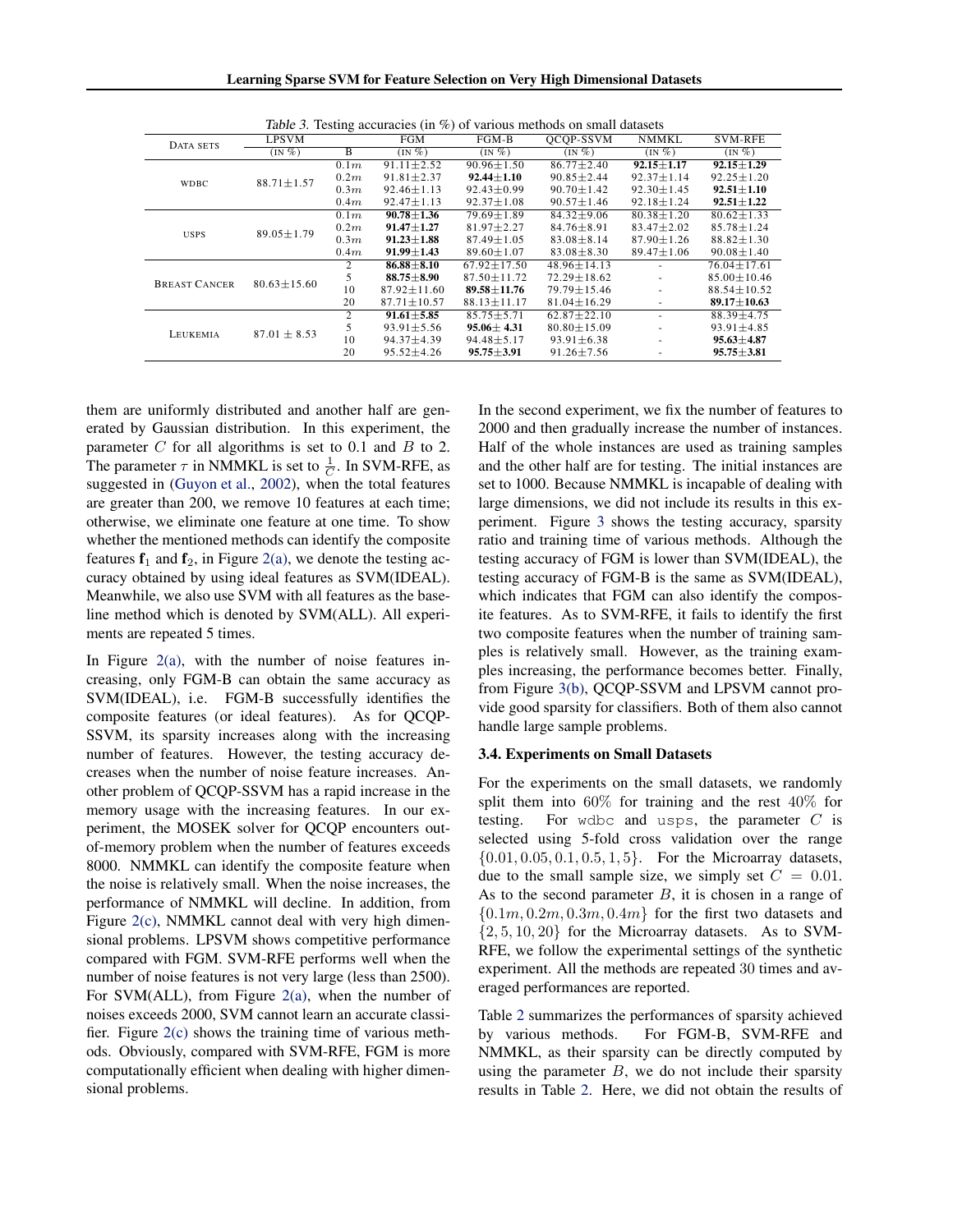*Table 3.* Testing accuracies (in %) of various methods on small datasets

| Data sets | LPSVM (in %) | B | FGM (in %) | FGM-B (in %) | QCQP-SSVM (in %) | NMMKL (in %) | SVM-RFE (in %) |
|---|---|---|---|---|---|---|---|
| wdbc | 88.71±1.57 | $0.1m$ | 91.11±2.52 | 90.96±1.50 | 86.77±2.40 | **92.15±1.17** | **92.15±1.29** |
| | | $0.2m$ | 91.81±2.37 | **92.44±1.10** | 90.85±2.44 | 92.37±1.14 | 92.25±1.20 |
| | | $0.3m$ | 92.46±1.13 | 92.43±0.99 | 90.70±1.42 | 92.30±1.45 | **92.51±1.10** |
| | | $0.4m$ | 92.47±1.13 | 92.37±1.08 | 90.57±1.46 | 92.18±1.24 | **92.51±1.22** |
| usps | 89.05±1.79 | $0.1m$ | **90.78±1.36** | 79.69±1.89 | 84.32±9.06 | 80.38±1.20 | 80.62±1.33 |
| | | $0.2m$ | **91.47±1.27** | 81.97±2.27 | 84.76±8.91 | 83.47±2.02 | 85.78±1.24 |
| | | $0.3m$ | **91.23±1.88** | 87.49±1.05 | 83.08±8.14 | 87.90±1.26 | 88.82±1.30 |
| | | $0.4m$ | **91.99±1.43** | 89.60±1.07 | 83.08±8.30 | 89.47±1.06 | 90.08±1.40 |
| Breast Cancer | 80.63±15.60 | 2 | **86.88±8.10** | 67.92±17.50 | 48.96±14.13 | - | 76.04±17.61 |
| | | 5 | **88.75±8.90** | 87.50±11.72 | 72.29±18.62 | - | 85.00±10.46 |
| | | 10 | 87.92±11.60 | **89.58±11.76** | 79.79±15.46 | - | 88.54±10.52 |
| | | 20 | 87.71±10.57 | 88.13±11.17 | 81.04±16.29 | - | **89.17±10.63** |
| Leukemia | 87.01 ± 8.53 | 2 | **91.61±5.85** | 85.75±5.71 | 62.87±22.10 | - | 88.39±4.75 |
| | | 5 | 93.91±5.56 | **95.06± 4.31** | 80.80±15.09 | - | 93.91±4.85 |
| | | 10 | 94.37±4.39 | 94.48±5.17 | 93.91±6.38 | - | **95.63±4.87** |
| | | 20 | 95.52±4.26 | **95.75±3.91** | 91.26±7.56 | - | **95.75±3.81** |

them are uniformly distributed and another half are generated by Gaussian distribution. In this experiment, the parameter $C$ for all algorithms is set to 0.1 and $B$ to 2. The parameter $\tau$ in NMMKL is set to $\frac{1}{C}$. In SVM-RFE, as suggested in (Guyon et al., 2002), when the total features are greater than 200, we remove 10 features at each time; otherwise, we eliminate one feature at one time. To show whether the mentioned methods can identify the composite features $\mathbf{f}_1$ and $\mathbf{f}_2$, in Figure 2(a), we denote the testing accuracy obtained by using ideal features as SVM(IDEAL). Meanwhile, we also use SVM with all features as the baseline method which is denoted by SVM(ALL). All experiments are repeated 5 times.

In Figure 2(a), with the number of noise features increasing, only FGM-B can obtain the same accuracy as SVM(IDEAL), i.e. FGM-B successfully identifies the composite features (or ideal features). As for QCQP-SSVM, its sparsity increases along with the increasing number of features. However, the testing accuracy decreases when the number of noise feature increases. Another problem of QCQP-SSVM has a rapid increase in the memory usage with the increasing features. In our experiment, the MOSEK solver for QCQP encounters out-of-memory problem when the number of features exceeds 8000. NMMKL can identify the composite feature when the noise is relatively small. When the noise increases, the performance of NMMKL will decline. In addition, from Figure 2(c), NMMKL cannot deal with very high dimensional problems. LPSVM shows competitive performance compared with FGM. SVM-RFE performs well when the number of noise features is not very large (less than 2500). For SVM(ALL), from Figure 2(a), when the number of noises exceeds 2000, SVM cannot learn an accurate classifier. Figure 2(c) shows the training time of various methods. Obviously, compared with SVM-RFE, FGM is more computationally efficient when dealing with higher dimensional problems.

In the second experiment, we fix the number of features to 2000 and then gradually increase the number of instances. Half of the whole instances are used as training samples and the other half are for testing. The initial instances are set to 1000. Because NMMKL is incapable of dealing with large dimensions, we did not include its results in this experiment. Figure 3 shows the testing accuracy, sparsity ratio and training time of various methods. Although the testing accuracy of FGM is lower than SVM(IDEAL), the testing accuracy of FGM-B is the same as SVM(IDEAL), which indicates that FGM can also identify the composite features. As to SVM-RFE, it fails to identify the first two composite features when the number of training samples is relatively small. However, as the training examples increasing, the performance becomes better. Finally, from Figure 3(b), QCQP-SSVM and LPSVM cannot provide good sparsity for classifiers. Both of them also cannot handle large sample problems.

### 3.4. Experiments on Small Datasets

For the experiments on the small datasets, we randomly split them into 60% for training and the rest 40% for testing. For `wdbc` and `usps`, the parameter $C$ is selected using 5-fold cross validation over the range $\{0.01, 0.05, 0.1, 0.5, 1, 5\}$. For the Microarray datasets, due to the small sample size, we simply set $C = 0.01$. As to the second parameter $B$, it is chosen in a range of $\{0.1m, 0.2m, 0.3m, 0.4m\}$ for the first two datasets and $\{2, 5, 10, 20\}$ for the Microarray datasets. As to SVM-RFE, we follow the experimental settings of the synthetic experiment. All the methods are repeated 30 times and averaged performances are reported.

Table 2 summarizes the performances of sparsity achieved by various methods. For FGM-B, SVM-RFE and NMMKL, as their sparsity can be directly computed by using the parameter $B$, we do not include their sparsity results in Table 2. Here, we did not obtain the results of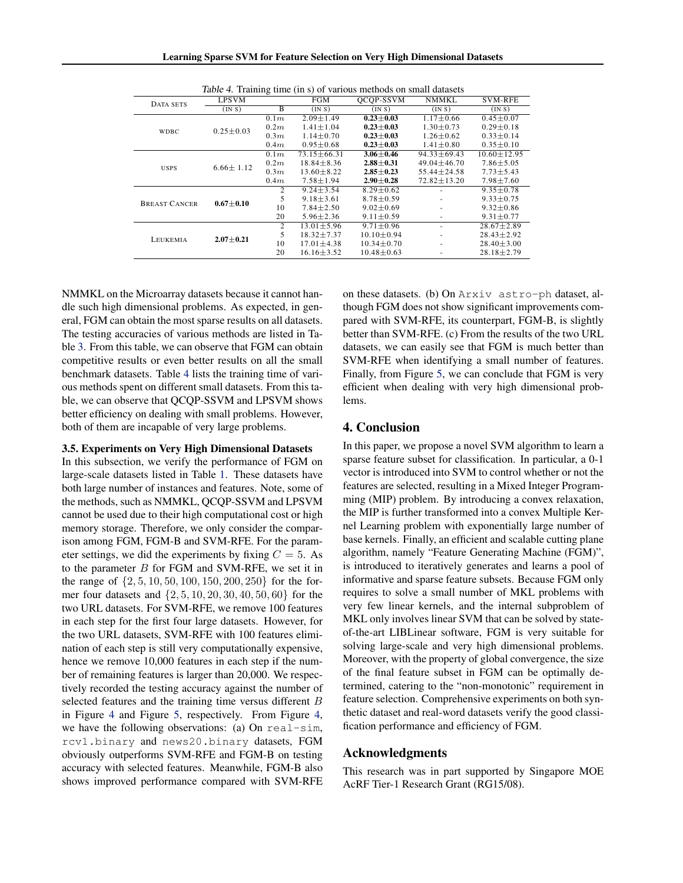*Table 4.* Training time (in s) of various methods on small datasets

| DATA SETS | LPSVM (IN S) | B | FGM (IN S) | QCQP-SSVM (IN S) | NMMKL (IN S) | SVM-RFE (IN S) |
|---|---|---|---|---|---|---|
| WDBC | 0.25±0.03 | $0.1m$ | 2.09±1.49 | **0.23±0.03** | 1.17±0.66 | 0.45±0.07 |
| | | $0.2m$ | 1.41±1.04 | **0.23±0.03** | 1.30±0.73 | 0.29±0.18 |
| | | $0.3m$ | 1.14±0.70 | **0.23±0.03** | 1.26±0.62 | 0.33±0.14 |
| | | $0.4m$ | 0.95±0.68 | **0.23±0.03** | 1.41±0.80 | 0.35±0.10 |
| USPS | 6.66± 1.12 | $0.1m$ | 73.15±66.31 | **3.06±0.46** | 94.33±69.43 | 10.60±12.95 |
| | | $0.2m$ | 18.84±8.36 | **2.88±0.31** | 49.04±46.70 | 7.86±5.05 |
| | | $0.3m$ | 13.60±8.22 | **2.85±0.23** | 55.44±24.58 | 7.73±5.43 |
| | | $0.4m$ | 7.58±1.94 | **2.90±0.28** | 72.82±13.20 | 7.98±7.60 |
| BREAST CANCER | **0.67±0.10** | 2 | 9.24±3.54 | 8.29±0.62 | - | 9.35±0.78 |
| | | 5 | 9.18±3.61 | 8.78±0.59 | - | 9.33±0.75 |
| | | 10 | 7.84±2.50 | 9.02±0.69 | - | 9.32±0.86 |
| | | 20 | 5.96±2.36 | 9.11±0.59 | - | 9.31±0.77 |
| LEUKEMIA | **2.07±0.21** | 2 | 13.01±5.96 | 9.71±0.96 | - | 28.67±2.89 |
| | | 5 | 18.32±7.37 | 10.10±0.94 | - | 28.43±2.92 |
| | | 10 | 17.01±4.38 | 10.34±0.70 | - | 28.40±3.00 |
| | | 20 | 16.16±3.52 | 10.48±0.63 | - | 28.18±2.79 |

NMMKL on the Microarray datasets because it cannot handle such high dimensional problems. As expected, in general, FGM can obtain the most sparse results on all datasets. The testing accuracies of various methods are listed in Table 3. From this table, we can observe that FGM can obtain competitive results or even better results on all the small benchmark datasets. Table 4 lists the training time of various methods spent on different small datasets. From this table, we can observe that QCQP-SSVM and LPSVM shows better efficiency on dealing with small problems. However, both of them are incapable of very large problems.

### 3.5. Experiments on Very High Dimensional Datasets

In this subsection, we verify the performance of FGM on large-scale datasets listed in Table 1. These datasets have both large number of instances and features. Note, some of the methods, such as NMMKL, QCQP-SSVM and LPSVM cannot be used due to their high computational cost or high memory storage. Therefore, we only consider the comparison among FGM, FGM-B and SVM-RFE. For the parameter settings, we did the experiments by fixing $C = 5$. As to the parameter $B$ for FGM and SVM-RFE, we set it in the range of $\{2, 5, 10, 50, 100, 150, 200, 250\}$ for the former four datasets and $\{2, 5, 10, 20, 30, 40, 50, 60\}$ for the two URL datasets. For SVM-RFE, we remove 100 features in each step for the first four large datasets. However, for the two URL datasets, SVM-RFE with 100 features elimination of each step is still very computationally expensive, hence we remove 10,000 features in each step if the number of remaining features is larger than 20,000. We respectively recorded the testing accuracy against the number of selected features and the training time versus different $B$ in Figure 4 and Figure 5, respectively. From Figure 4, we have the following observations: (a) On `real-sim`, `rcv1.binary` and `news20.binary` datasets, FGM obviously outperforms SVM-RFE and FGM-B on testing accuracy with selected features. Meanwhile, FGM-B also shows improved performance compared with SVM-RFE on these datasets. (b) On `Arxiv astro-ph` dataset, although FGM does not show significant improvements compared with SVM-RFE, its counterpart, FGM-B, is slightly better than SVM-RFE. (c) From the results of the two URL datasets, we can easily see that FGM is much better than SVM-RFE when identifying a small number of features. Finally, from Figure 5, we can conclude that FGM is very efficient when dealing with very high dimensional problems.

## 4. Conclusion

In this paper, we propose a novel SVM algorithm to learn a sparse feature subset for classification. In particular, a 0-1 vector is introduced into SVM to control whether or not the features are selected, resulting in a Mixed Integer Programming (MIP) problem. By introducing a convex relaxation, the MIP is further transformed into a convex Multiple Kernel Learning problem with exponentially large number of base kernels. Finally, an efficient and scalable cutting plane algorithm, namely "Feature Generating Machine (FGM)", is introduced to iteratively generates and learns a pool of informative and sparse feature subsets. Because FGM only requires to solve a small number of MKL problems with very few linear kernels, and the internal subproblem of MKL only involves linear SVM that can be solved by state-of-the-art LIBLinear software, FGM is very suitable for solving large-scale and very high dimensional problems. Moreover, with the property of global convergence, the size of the final feature subset in FGM can be optimally determined, catering to the "non-monotonic" requirement in feature selection. Comprehensive experiments on both synthetic dataset and real-word datasets verify the good classification performance and efficiency of FGM.

## Acknowledgments

This research was in part supported by Singapore MOE AcRF Tier-1 Research Grant (RG15/08).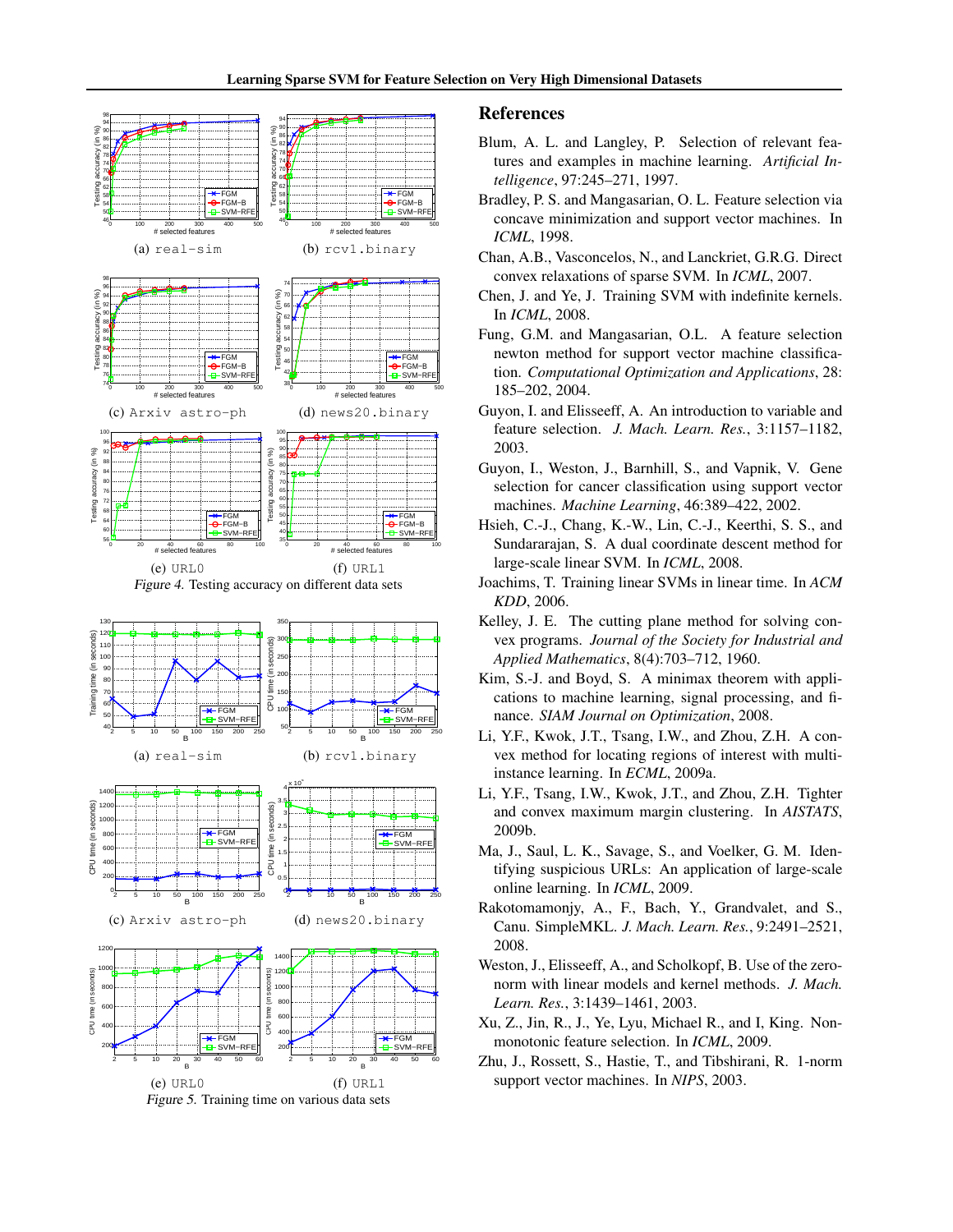98
94
90
86
82
78
74
70
66
62
58
54
50
46
Testing accuracy (in %)
0 100 200 300 400 500
# selected features
FGM
FGM-B
SVM-RFE

(a) real-sim

94
90
86
82
78
74
70
66
62
58
54
50
46
Testing accuracy (in %)
0 100 200 300 400 500
# selected features
FGM
FGM-B
SVM-RFE

(b) rcv1.binary

98
96
94
92
90
88
86
84
82
80
78
76
74
Testing accuracy (in %)
0 100 200 300 400 500
# selected features
FGM
FGM-B
SVM-RFE

(c) Arxiv astro-ph

74
70
66
62
58
54
50
46
42
38
Testing accuracy (in %)
0 100 200 300 400 500
# selected features
FGM
FGM-B
SVM-RFE

(d) news20.binary

100
96
92
88
84
80
76
72
68
64
60
56
Testing accuracy (in %)
0 20 40 60 80 100
# selected features
FGM
FGM-B
SVM-RFE

(e) URL0

100
95
90
85
80
75
70
65
60
55
50
45
40
35
Testing accuracy (in %)
0 20 40 60 80 100
# selected features
FGM
FGM-B
SVM-RFE

(f) URL1

*Figure 4.* Testing accuracy on different data sets

130
120
110
100
90
80
70
60
50
40
Training time (in seconds)
2 5 10 50 100 150 200 250
B
FGM
SVM-RFE

(a) real-sim

350
300
250
200
150
100
50
CPU time (in seconds)
2 5 10 50 100 150 200 250
B
FGM
SVM-RFE

(b) rcv1.binary

1400
1200
1000
800
600
400
200
0
CPU time (in seconds)
2 5 10 50 100 150 200 250
B
FGM
SVM-RFE

(c) Arxiv astro-ph

x 10^4
4
3.5
3
2.5
2
1.5
1
0.5
0
CPU time (in seconds)
2 5 10 50 100 150 200 250
B
FGM
SVM-RFE

(d) news20.binary

1200
1000
800
600
400
200
CPU time (in seconds)
2 5 10 20 30 40 50 60
B
FGM
SVM-RFE

(e) URL0

1400
1200
1000
800
600
400
200
CPU time (in seconds)
2 5 10 20 30 40 50 60
B
FGM
SVM-RFE

(f) URL1

*Figure 5.* Training time on various data sets

## References

Blum, A. L. and Langley, P. Selection of relevant features and examples in machine learning. *Artificial Intelligence*, 97:245–271, 1997.

Bradley, P. S. and Mangasarian, O. L. Feature selection via concave minimization and support vector machines. In *ICML*, 1998.

Chan, A.B., Vasconcelos, N., and Lanckriet, G.R.G. Direct convex relaxations of sparse SVM. In *ICML*, 2007.

Chen, J. and Ye, J. Training SVM with indefinite kernels. In *ICML*, 2008.

Fung, G.M. and Mangasarian, O.L. A feature selection newton method for support vector machine classification. *Computational Optimization and Applications*, 28: 185–202, 2004.

Guyon, I. and Elisseeff, A. An introduction to variable and feature selection. *J. Mach. Learn. Res.*, 3:1157–1182, 2003.

Guyon, I., Weston, J., Barnhill, S., and Vapnik, V. Gene selection for cancer classification using support vector machines. *Machine Learning*, 46:389–422, 2002.

Hsieh, C.-J., Chang, K.-W., Lin, C.-J., Keerthi, S. S., and Sundararajan, S. A dual coordinate descent method for large-scale linear SVM. In *ICML*, 2008.

Joachims, T. Training linear SVMs in linear time. In *ACM KDD*, 2006.

Kelley, J. E. The cutting plane method for solving convex programs. *Journal of the Society for Industrial and Applied Mathematics*, 8(4):703–712, 1960.

Kim, S.-J. and Boyd, S. A minimax theorem with applications to machine learning, signal processing, and finance. *SIAM Journal on Optimization*, 2008.

Li, Y.F., Kwok, J.T., Tsang, I.W., and Zhou, Z.H. A convex method for locating regions of interest with multi-instance learning. In *ECML*, 2009a.

Li, Y.F., Tsang, I.W., Kwok, J.T., and Zhou, Z.H. Tighter and convex maximum margin clustering. In *AISTATS*, 2009b.

Ma, J., Saul, L. K., Savage, S., and Voelker, G. M. Identifying suspicious URLs: An application of large-scale online learning. In *ICML*, 2009.

Rakotomamonjy, A., F., Bach, Y., Grandvalet, and S., Canu. SimpleMKL. *J. Mach. Learn. Res.*, 9:2491–2521, 2008.

Weston, J., Elisseeff, A., and Scholkopf, B. Use of the zero-norm with linear models and kernel methods. *J. Mach. Learn. Res.*, 3:1439–1461, 2003.

Xu, Z., Jin, R., J., Ye, Lyu, Michael R., and I, King. Non-monotonic feature selection. In *ICML*, 2009.

Zhu, J., Rossett, S., Hastie, T., and Tibshirani, R. 1-norm support vector machines. In *NIPS*, 2003.